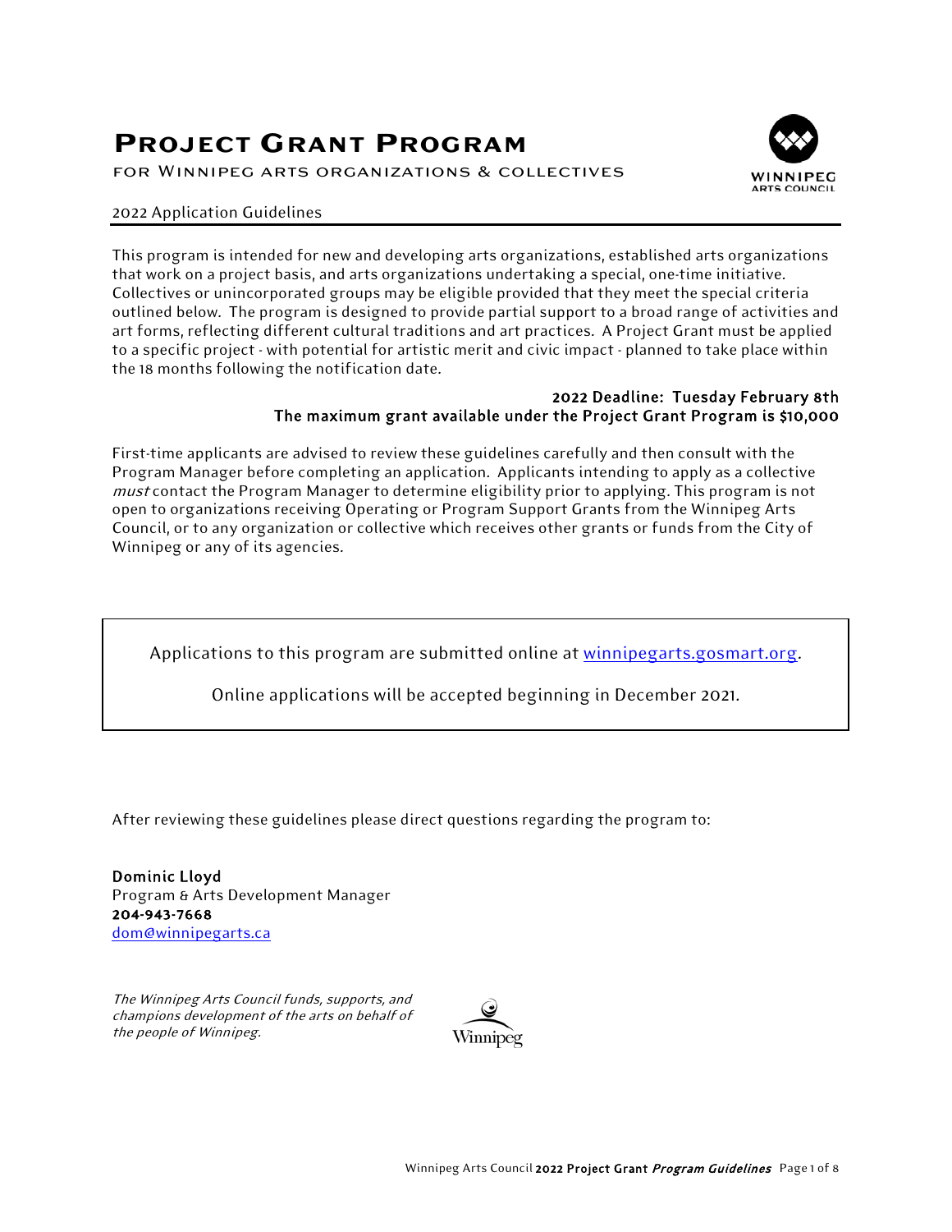# Project Grant Program

## for Winnipeg arts organizations & collectives

2022 Application Guidelines

This program is intended for new and developing arts organizations, established arts organizations that work on a project basis, and arts organizations undertaking a special, one-time initiative. Collectives or unincorporated groups may be eligible provided that they meet the special criteria outlined below. The program is designed to provide partial support to a broad range of activities and art forms, reflecting different cultural traditions and art practices. A Project Grant must be applied to a specific project - with potential for artistic merit and civic impact - planned to take place within the 18 months following the notification date.

**2022 Deadline: Tuesday February 8th**
**The maximum grant available under the Project Grant Program is $10,000**

First-time applicants are advised to review these guidelines carefully and then consult with the Program Manager before completing an application. Applicants intending to apply as a collective *must* contact the Program Manager to determine eligibility prior to applying. This program is not open to organizations receiving Operating or Program Support Grants from the Winnipeg Arts Council, or to any organization or collective which receives other grants or funds from the City of Winnipeg or any of its agencies.

Applications to this program are submitted online at [winnipegarts.gosmart.org](winnipegarts.gosmart.org).

Online applications will be accepted beginning in December 2021.

After reviewing these guidelines please direct questions regarding the program to:

**Dominic Lloyd**
Program & Arts Development Manager
**204-943-7668**
[dom@winnipegarts.ca](mailto:dom@winnipegarts.ca)

*The Winnipeg Arts Council funds, supports, and champions development of the arts on behalf of the people of Winnipeg.*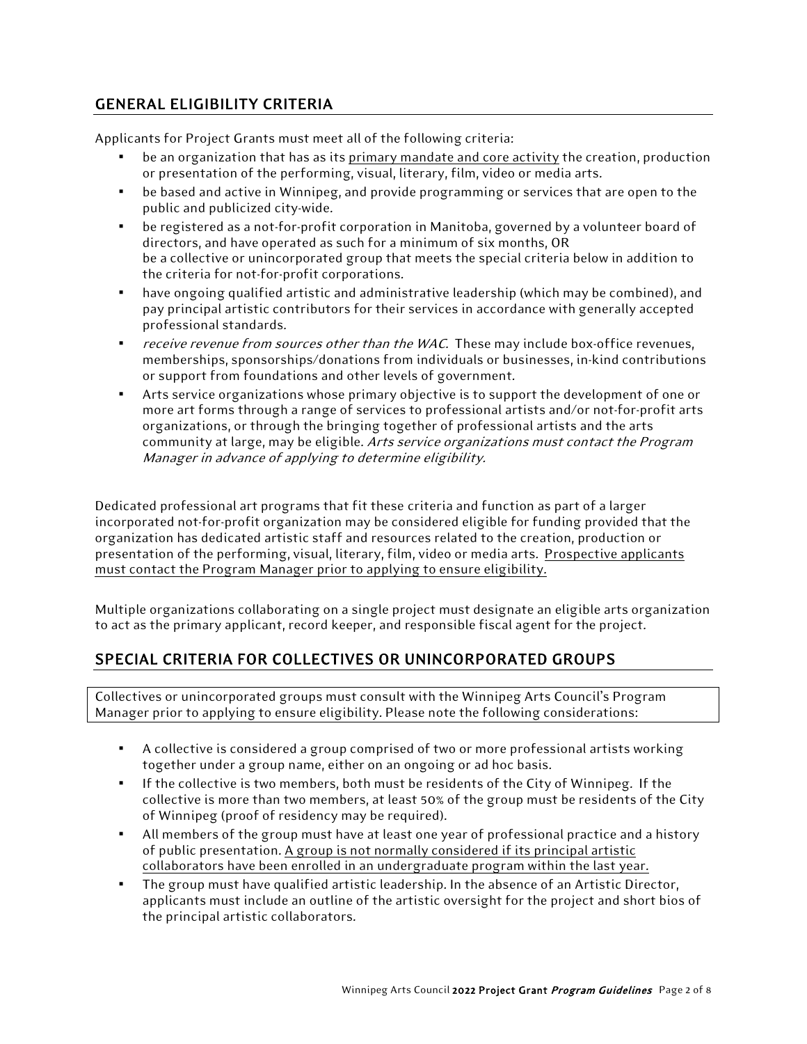## GENERAL ELIGIBILITY CRITERIA

Applicants for Project Grants must meet all of the following criteria:

- be an organization that has as its <u>primary mandate and core activity</u> the creation, production or presentation of the performing, visual, literary, film, video or media arts.
- be based and active in Winnipeg, and provide programming or services that are open to the public and publicized city-wide.
- be registered as a not-for-profit corporation in Manitoba, governed by a volunteer board of directors, and have operated as such for a minimum of six months, OR
  be a collective or unincorporated group that meets the special criteria below in addition to the criteria for not-for-profit corporations.
- have ongoing qualified artistic and administrative leadership (which may be combined), and pay principal artistic contributors for their services in accordance with generally accepted professional standards.
- *receive revenue from sources other than the WAC*. These may include box-office revenues, memberships, sponsorships/donations from individuals or businesses, in-kind contributions or support from foundations and other levels of government.
- Arts service organizations whose primary objective is to support the development of one or more art forms through a range of services to professional artists and/or not-for-profit arts organizations, or through the bringing together of professional artists and the arts community at large, may be eligible. *Arts service organizations must contact the Program Manager in advance of applying to determine eligibility.*

Dedicated professional art programs that fit these criteria and function as part of a larger incorporated not-for-profit organization may be considered eligible for funding provided that the organization has dedicated artistic staff and resources related to the creation, production or presentation of the performing, visual, literary, film, video or media arts. <u>Prospective applicants must contact the Program Manager prior to applying to ensure eligibility.</u>

Multiple organizations collaborating on a single project must designate an eligible arts organization to act as the primary applicant, record keeper, and responsible fiscal agent for the project.

## SPECIAL CRITERIA FOR COLLECTIVES OR UNINCORPORATED GROUPS

Collectives or unincorporated groups must consult with the Winnipeg Arts Council's Program Manager prior to applying to ensure eligibility. Please note the following considerations:

- A collective is considered a group comprised of two or more professional artists working together under a group name, either on an ongoing or ad hoc basis.
- If the collective is two members, both must be residents of the City of Winnipeg. If the collective is more than two members, at least 50% of the group must be residents of the City of Winnipeg (proof of residency may be required).
- All members of the group must have at least one year of professional practice and a history of public presentation. <u>A group is not normally considered if its principal artistic collaborators have been enrolled in an undergraduate program within the last year.</u>
- The group must have qualified artistic leadership. In the absence of an Artistic Director, applicants must include an outline of the artistic oversight for the project and short bios of the principal artistic collaborators.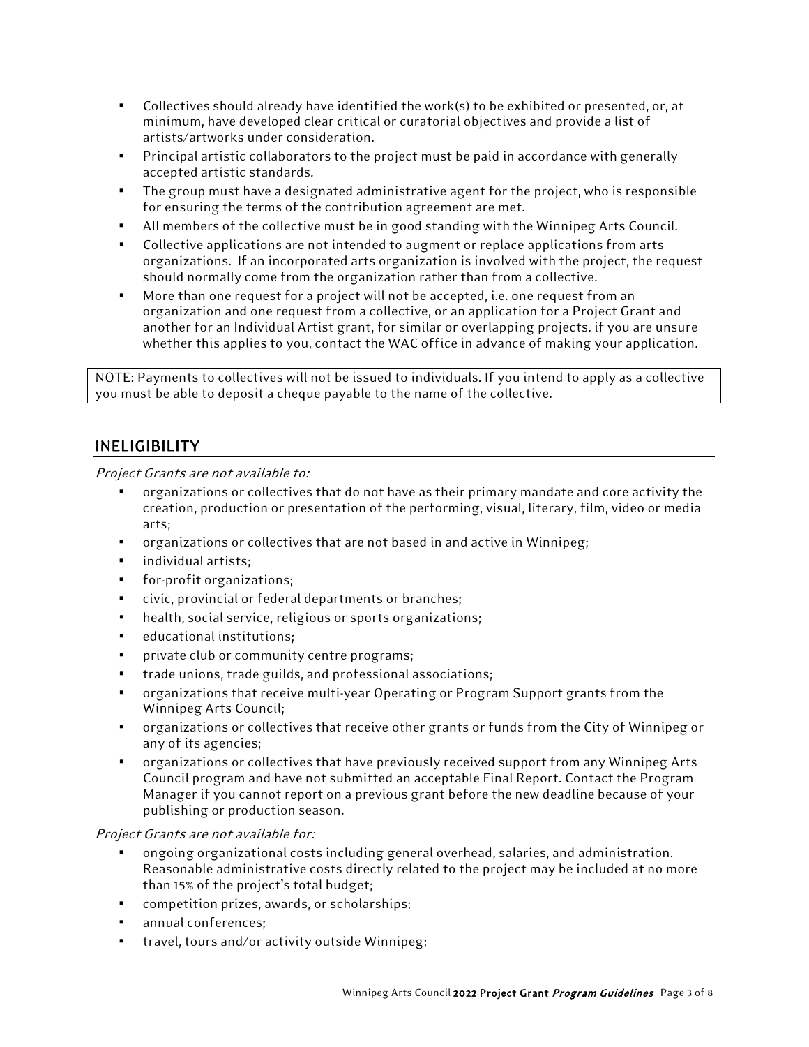- Collectives should already have identified the work(s) to be exhibited or presented, or, at minimum, have developed clear critical or curatorial objectives and provide a list of artists/artworks under consideration.
- Principal artistic collaborators to the project must be paid in accordance with generally accepted artistic standards.
- The group must have a designated administrative agent for the project, who is responsible for ensuring the terms of the contribution agreement are met.
- All members of the collective must be in good standing with the Winnipeg Arts Council.
- Collective applications are not intended to augment or replace applications from arts organizations. If an incorporated arts organization is involved with the project, the request should normally come from the organization rather than from a collective.
- More than one request for a project will not be accepted, i.e. one request from an organization and one request from a collective, or an application for a Project Grant and another for an Individual Artist grant, for similar or overlapping projects. if you are unsure whether this applies to you, contact the WAC office in advance of making your application.

NOTE: Payments to collectives will not be issued to individuals. If you intend to apply as a collective you must be able to deposit a cheque payable to the name of the collective.

## INELIGIBILITY

*Project Grants are not available to:*

- organizations or collectives that do not have as their primary mandate and core activity the creation, production or presentation of the performing, visual, literary, film, video or media arts;
- organizations or collectives that are not based in and active in Winnipeg;
- individual artists;
- for-profit organizations;
- civic, provincial or federal departments or branches;
- health, social service, religious or sports organizations;
- educational institutions;
- private club or community centre programs;
- trade unions, trade guilds, and professional associations;
- organizations that receive multi-year Operating or Program Support grants from the Winnipeg Arts Council;
- organizations or collectives that receive other grants or funds from the City of Winnipeg or any of its agencies;
- organizations or collectives that have previously received support from any Winnipeg Arts Council program and have not submitted an acceptable Final Report. Contact the Program Manager if you cannot report on a previous grant before the new deadline because of your publishing or production season.

*Project Grants are not available for:*

- ongoing organizational costs including general overhead, salaries, and administration. Reasonable administrative costs directly related to the project may be included at no more than 15% of the project's total budget;
- competition prizes, awards, or scholarships;
- annual conferences;
- travel, tours and/or activity outside Winnipeg;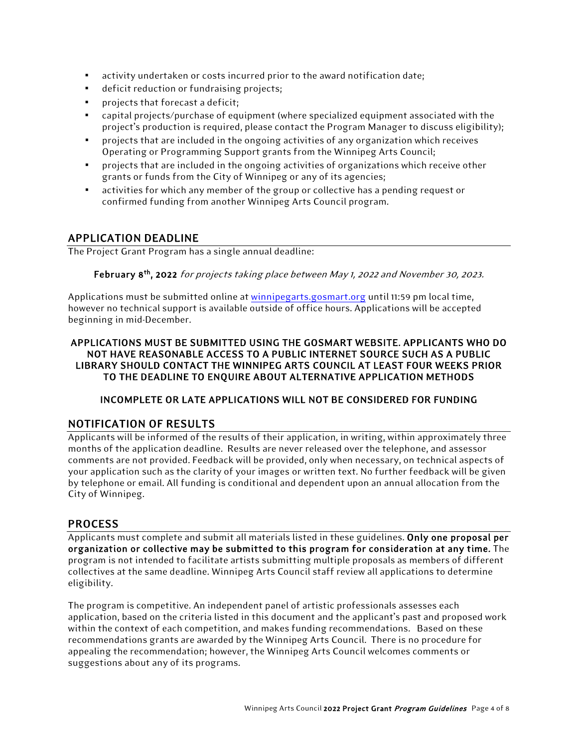- activity undertaken or costs incurred prior to the award notification date;
- deficit reduction or fundraising projects;
- projects that forecast a deficit;
- capital projects/purchase of equipment (where specialized equipment associated with the project's production is required, please contact the Program Manager to discuss eligibility);
- projects that are included in the ongoing activities of any organization which receives Operating or Programming Support grants from the Winnipeg Arts Council;
- projects that are included in the ongoing activities of organizations which receive other grants or funds from the City of Winnipeg or any of its agencies;
- activities for which any member of the group or collective has a pending request or confirmed funding from another Winnipeg Arts Council program.

## APPLICATION DEADLINE

The Project Grant Program has a single annual deadline:

**February 8th, 2022** *for projects taking place between May 1, 2022 and November 30, 2023.*

Applications must be submitted online at [winnipegarts.gosmart.org](winnipegarts.gosmart.org) until 11:59 pm local time, however no technical support is available outside of office hours. Applications will be accepted beginning in mid-December.

**APPLICATIONS MUST BE SUBMITTED USING THE GOSMART WEBSITE. APPLICANTS WHO DO NOT HAVE REASONABLE ACCESS TO A PUBLIC INTERNET SOURCE SUCH AS A PUBLIC LIBRARY SHOULD CONTACT THE WINNIPEG ARTS COUNCIL AT LEAST FOUR WEEKS PRIOR TO THE DEADLINE TO ENQUIRE ABOUT ALTERNATIVE APPLICATION METHODS**

**INCOMPLETE OR LATE APPLICATIONS WILL NOT BE CONSIDERED FOR FUNDING**

## NOTIFICATION OF RESULTS

Applicants will be informed of the results of their application, in writing, within approximately three months of the application deadline. Results are never released over the telephone, and assessor comments are not provided. Feedback will be provided, only when necessary, on technical aspects of your application such as the clarity of your images or written text. No further feedback will be given by telephone or email. All funding is conditional and dependent upon an annual allocation from the City of Winnipeg.

## PROCESS

Applicants must complete and submit all materials listed in these guidelines. **Only one proposal per organization or collective may be submitted to this program for consideration at any time.** The program is not intended to facilitate artists submitting multiple proposals as members of different collectives at the same deadline. Winnipeg Arts Council staff review all applications to determine eligibility.

The program is competitive. An independent panel of artistic professionals assesses each application, based on the criteria listed in this document and the applicant's past and proposed work within the context of each competition, and makes funding recommendations. Based on these recommendations grants are awarded by the Winnipeg Arts Council. There is no procedure for appealing the recommendation; however, the Winnipeg Arts Council welcomes comments or suggestions about any of its programs.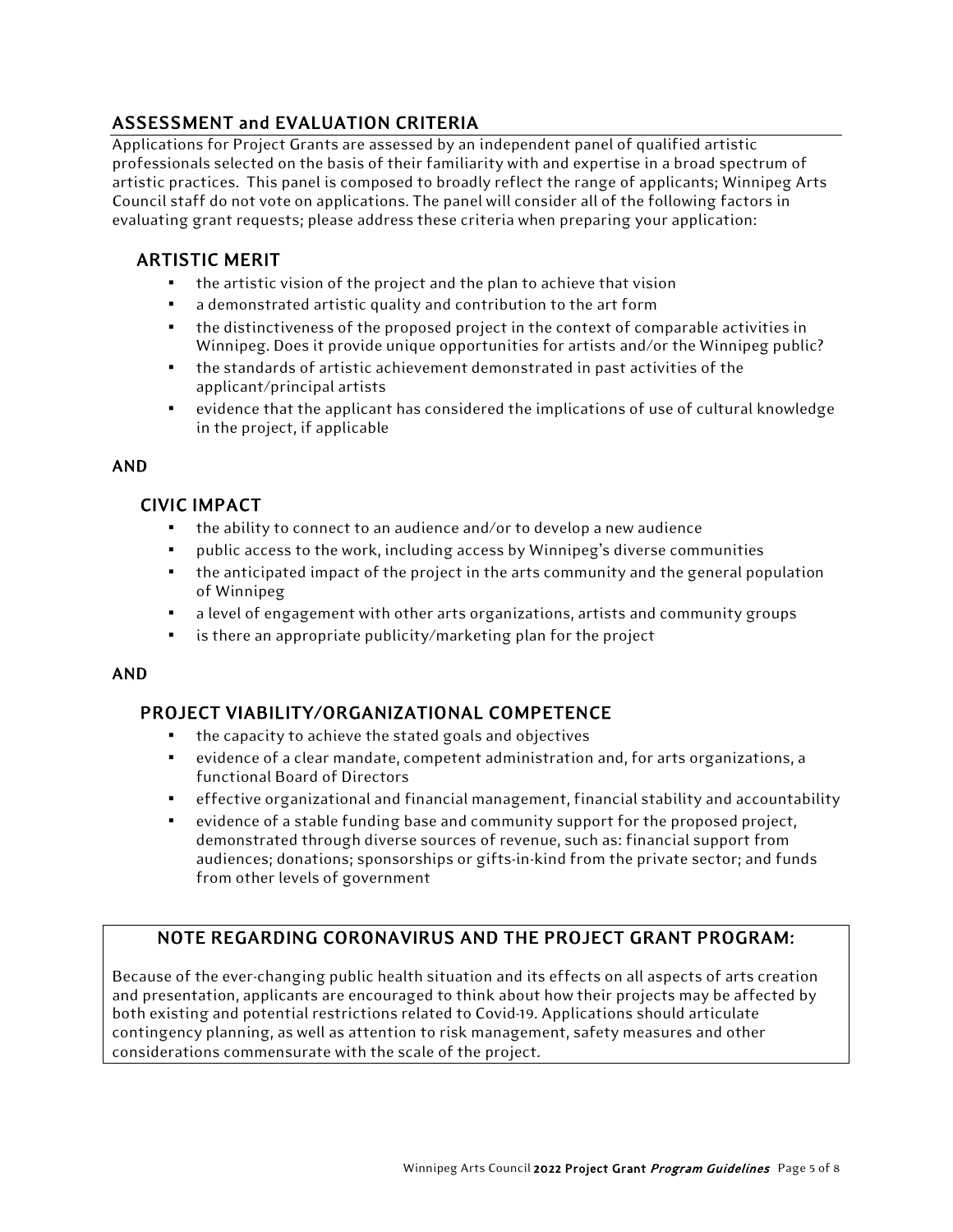## ASSESSMENT and EVALUATION CRITERIA

Applications for Project Grants are assessed by an independent panel of qualified artistic professionals selected on the basis of their familiarity with and expertise in a broad spectrum of artistic practices. This panel is composed to broadly reflect the range of applicants; Winnipeg Arts Council staff do not vote on applications. The panel will consider all of the following factors in evaluating grant requests; please address these criteria when preparing your application:

### ARTISTIC MERIT

- the artistic vision of the project and the plan to achieve that vision
- a demonstrated artistic quality and contribution to the art form
- the distinctiveness of the proposed project in the context of comparable activities in Winnipeg. Does it provide unique opportunities for artists and/or the Winnipeg public?
- the standards of artistic achievement demonstrated in past activities of the applicant/principal artists
- evidence that the applicant has considered the implications of use of cultural knowledge in the project, if applicable

**AND**

### CIVIC IMPACT

- the ability to connect to an audience and/or to develop a new audience
- public access to the work, including access by Winnipeg's diverse communities
- the anticipated impact of the project in the arts community and the general population of Winnipeg
- a level of engagement with other arts organizations, artists and community groups
- is there an appropriate publicity/marketing plan for the project

**AND**

### PROJECT VIABILITY/ORGANIZATIONAL COMPETENCE

- the capacity to achieve the stated goals and objectives
- evidence of a clear mandate, competent administration and, for arts organizations, a functional Board of Directors
- effective organizational and financial management, financial stability and accountability
- evidence of a stable funding base and community support for the proposed project, demonstrated through diverse sources of revenue, such as: financial support from audiences; donations; sponsorships or gifts-in-kind from the private sector; and funds from other levels of government

### NOTE REGARDING CORONAVIRUS AND THE PROJECT GRANT PROGRAM:

Because of the ever-changing public health situation and its effects on all aspects of arts creation and presentation, applicants are encouraged to think about how their projects may be affected by both existing and potential restrictions related to Covid-19. Applications should articulate contingency planning, as well as attention to risk management, safety measures and other considerations commensurate with the scale of the project.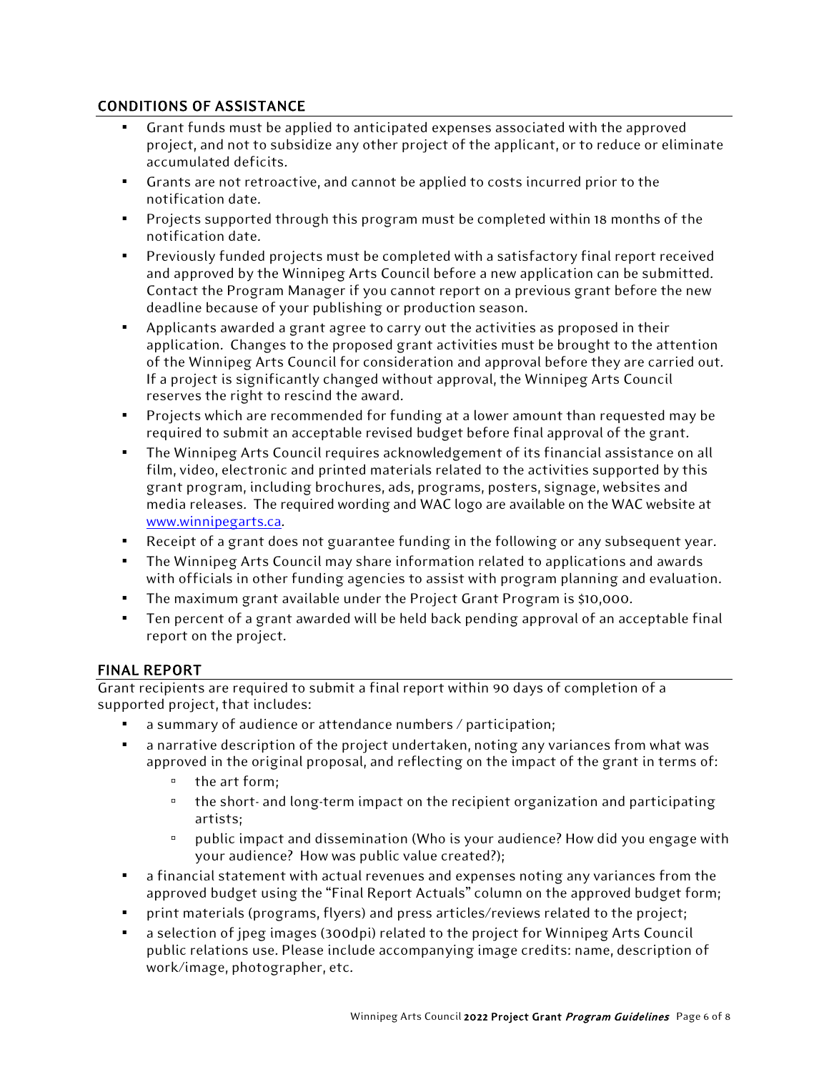## CONDITIONS OF ASSISTANCE

- Grant funds must be applied to anticipated expenses associated with the approved project, and not to subsidize any other project of the applicant, or to reduce or eliminate accumulated deficits.
- Grants are not retroactive, and cannot be applied to costs incurred prior to the notification date.
- Projects supported through this program must be completed within 18 months of the notification date.
- Previously funded projects must be completed with a satisfactory final report received and approved by the Winnipeg Arts Council before a new application can be submitted. Contact the Program Manager if you cannot report on a previous grant before the new deadline because of your publishing or production season.
- Applicants awarded a grant agree to carry out the activities as proposed in their application. Changes to the proposed grant activities must be brought to the attention of the Winnipeg Arts Council for consideration and approval before they are carried out. If a project is significantly changed without approval, the Winnipeg Arts Council reserves the right to rescind the award.
- Projects which are recommended for funding at a lower amount than requested may be required to submit an acceptable revised budget before final approval of the grant.
- The Winnipeg Arts Council requires acknowledgement of its financial assistance on all film, video, electronic and printed materials related to the activities supported by this grant program, including brochures, ads, programs, posters, signage, websites and media releases. The required wording and WAC logo are available on the WAC website at [www.winnipegarts.ca](http://www.winnipegarts.ca).
- Receipt of a grant does not guarantee funding in the following or any subsequent year.
- The Winnipeg Arts Council may share information related to applications and awards with officials in other funding agencies to assist with program planning and evaluation.
- The maximum grant available under the Project Grant Program is $10,000.
- Ten percent of a grant awarded will be held back pending approval of an acceptable final report on the project.

## FINAL REPORT

Grant recipients are required to submit a final report within 90 days of completion of a supported project, that includes:

- a summary of audience or attendance numbers / participation;
- a narrative description of the project undertaken, noting any variances from what was approved in the original proposal, and reflecting on the impact of the grant in terms of:
  - the art form;
  - the short- and long-term impact on the recipient organization and participating artists;
  - public impact and dissemination (Who is your audience? How did you engage with your audience? How was public value created?);
- a financial statement with actual revenues and expenses noting any variances from the approved budget using the "Final Report Actuals" column on the approved budget form;
- print materials (programs, flyers) and press articles/reviews related to the project;
- a selection of jpeg images (300dpi) related to the project for Winnipeg Arts Council public relations use. Please include accompanying image credits: name, description of work/image, photographer, etc.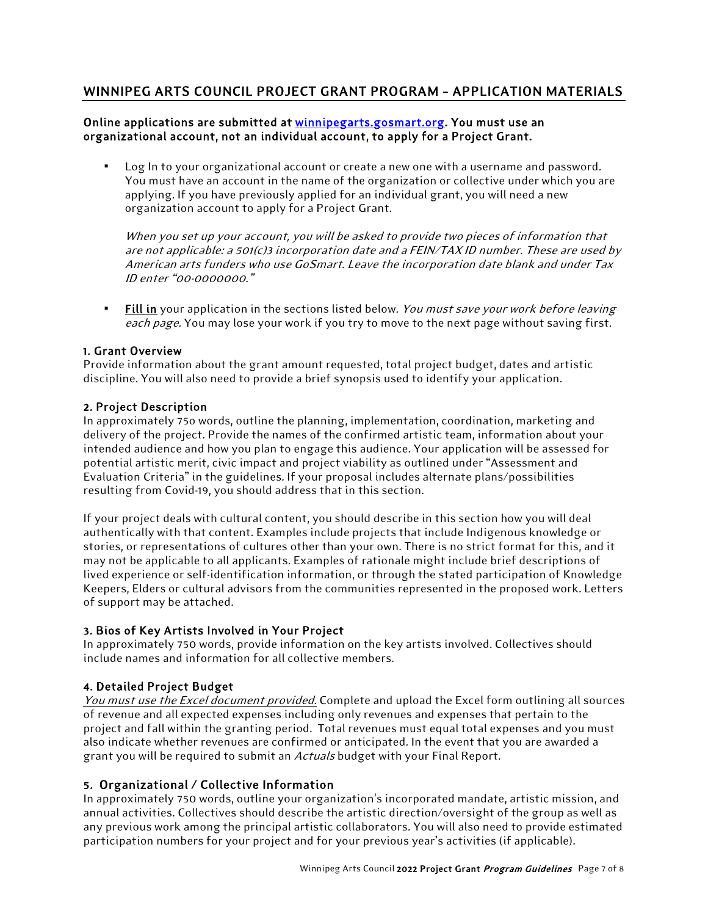## WINNIPEG ARTS COUNCIL PROJECT GRANT PROGRAM – APPLICATION MATERIALS

**Online applications are submitted at [winnipegarts.gosmart.org](winnipegarts.gosmart.org). You must use an organizational account, not an individual account, to apply for a Project Grant.**

- Log In to your organizational account or create a new one with a username and password. You must have an account in the name of the organization or collective under which you are applying. If you have previously applied for an individual grant, you will need a new organization account to apply for a Project Grant.

  *When you set up your account, you will be asked to provide two pieces of information that are not applicable: a 501(c)3 incorporation date and a FEIN/TAX ID number. These are used by American arts funders who use GoSmart. Leave the incorporation date blank and under Tax ID enter "00-0000000."*

- **Fill in** your application in the sections listed below. *You must save your work before leaving each page.* You may lose your work if you try to move to the next page without saving first.

### 1. Grant Overview

Provide information about the grant amount requested, total project budget, dates and artistic discipline. You will also need to provide a brief synopsis used to identify your application.

### 2. Project Description

In approximately 750 words, outline the planning, implementation, coordination, marketing and delivery of the project. Provide the names of the confirmed artistic team, information about your intended audience and how you plan to engage this audience. Your application will be assessed for potential artistic merit, civic impact and project viability as outlined under "Assessment and Evaluation Criteria" in the guidelines. If your proposal includes alternate plans/possibilities resulting from Covid-19, you should address that in this section.

If your project deals with cultural content, you should describe in this section how you will deal authentically with that content. Examples include projects that include Indigenous knowledge or stories, or representations of cultures other than your own. There is no strict format for this, and it may not be applicable to all applicants. Examples of rationale might include brief descriptions of lived experience or self-identification information, or through the stated participation of Knowledge Keepers, Elders or cultural advisors from the communities represented in the proposed work. Letters of support may be attached.

### 3. Bios of Key Artists Involved in Your Project

In approximately 750 words, provide information on the key artists involved. Collectives should include names and information for all collective members.

### 4. Detailed Project Budget

*You must use the Excel document provided.* Complete and upload the Excel form outlining all sources of revenue and all expected expenses including only revenues and expenses that pertain to the project and fall within the granting period. Total revenues must equal total expenses and you must also indicate whether revenues are confirmed or anticipated. In the event that you are awarded a grant you will be required to submit an *Actuals* budget with your Final Report.

### 5. Organizational / Collective Information

In approximately 750 words, outline your organization's incorporated mandate, artistic mission, and annual activities. Collectives should describe the artistic direction/oversight of the group as well as any previous work among the principal artistic collaborators. You will also need to provide estimated participation numbers for your project and for your previous year's activities (if applicable).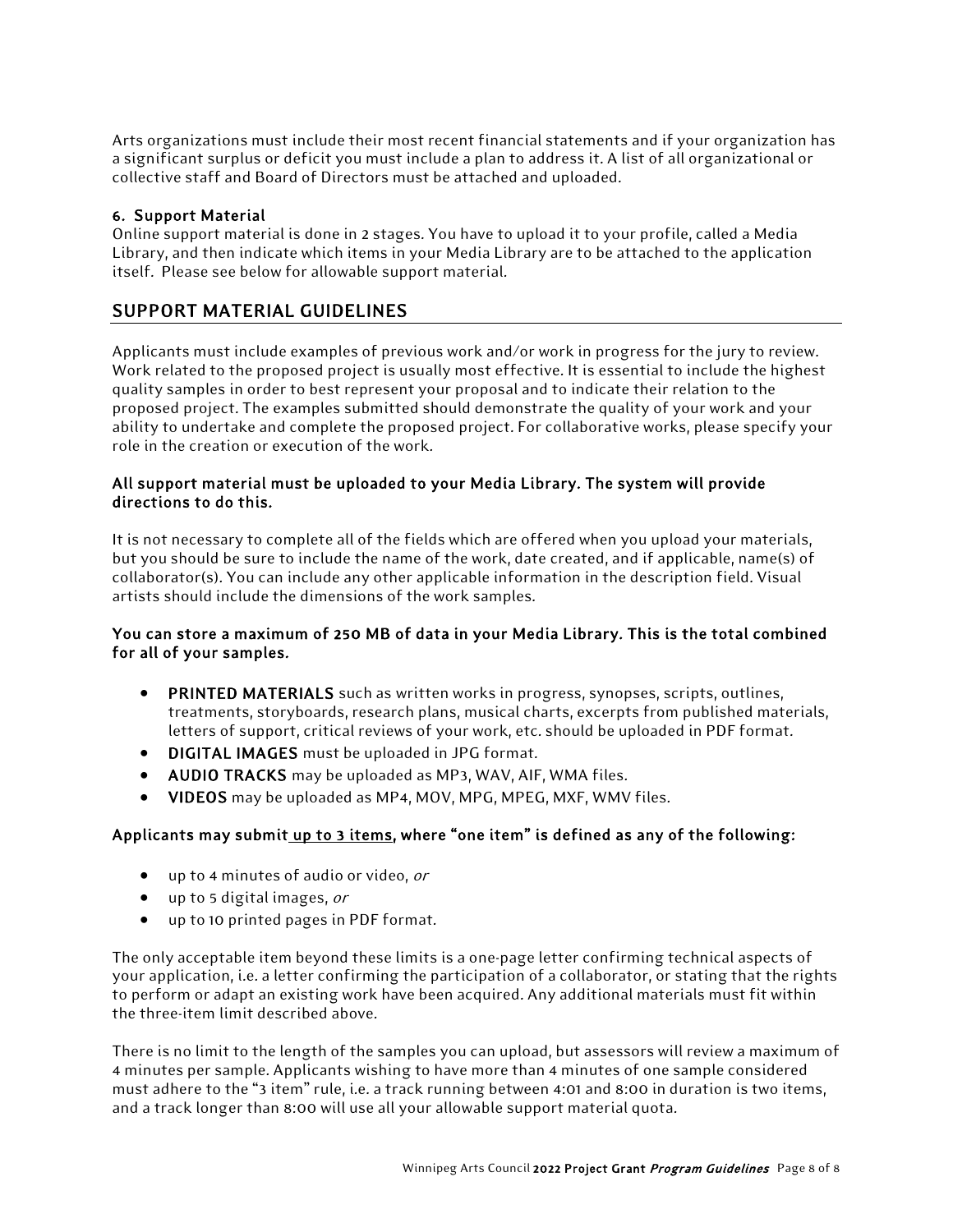Arts organizations must include their most recent financial statements and if your organization has a significant surplus or deficit you must include a plan to address it. A list of all organizational or collective staff and Board of Directors must be attached and uploaded.

### 6. Support Material

Online support material is done in 2 stages. You have to upload it to your profile, called a Media Library, and then indicate which items in your Media Library are to be attached to the application itself. Please see below for allowable support material.

## SUPPORT MATERIAL GUIDELINES

Applicants must include examples of previous work and/or work in progress for the jury to review. Work related to the proposed project is usually most effective. It is essential to include the highest quality samples in order to best represent your proposal and to indicate their relation to the proposed project. The examples submitted should demonstrate the quality of your work and your ability to undertake and complete the proposed project. For collaborative works, please specify your role in the creation or execution of the work.

**All support material must be uploaded to your Media Library. The system will provide directions to do this.**

It is not necessary to complete all of the fields which are offered when you upload your materials, but you should be sure to include the name of the work, date created, and if applicable, name(s) of collaborator(s). You can include any other applicable information in the description field. Visual artists should include the dimensions of the work samples.

**You can store a maximum of 250 MB of data in your Media Library. This is the total combined for all of your samples.**

- **PRINTED MATERIALS** such as written works in progress, synopses, scripts, outlines, treatments, storyboards, research plans, musical charts, excerpts from published materials, letters of support, critical reviews of your work, etc. should be uploaded in PDF format.
- **DIGITAL IMAGES** must be uploaded in JPG format.
- **AUDIO TRACKS** may be uploaded as MP3, WAV, AIF, WMA files.
- **VIDEOS** may be uploaded as MP4, MOV, MPG, MPEG, MXF, WMV files.

**Applicants may submit up to 3 items, where "one item" is defined as any of the following:**

- up to 4 minutes of audio or video, *or*
- up to 5 digital images, *or*
- up to 10 printed pages in PDF format.

The only acceptable item beyond these limits is a one-page letter confirming technical aspects of your application, i.e. a letter confirming the participation of a collaborator, or stating that the rights to perform or adapt an existing work have been acquired. Any additional materials must fit within the three-item limit described above.

There is no limit to the length of the samples you can upload, but assessors will review a maximum of 4 minutes per sample. Applicants wishing to have more than 4 minutes of one sample considered must adhere to the "3 item" rule, i.e. a track running between 4:01 and 8:00 in duration is two items, and a track longer than 8:00 will use all your allowable support material quota.